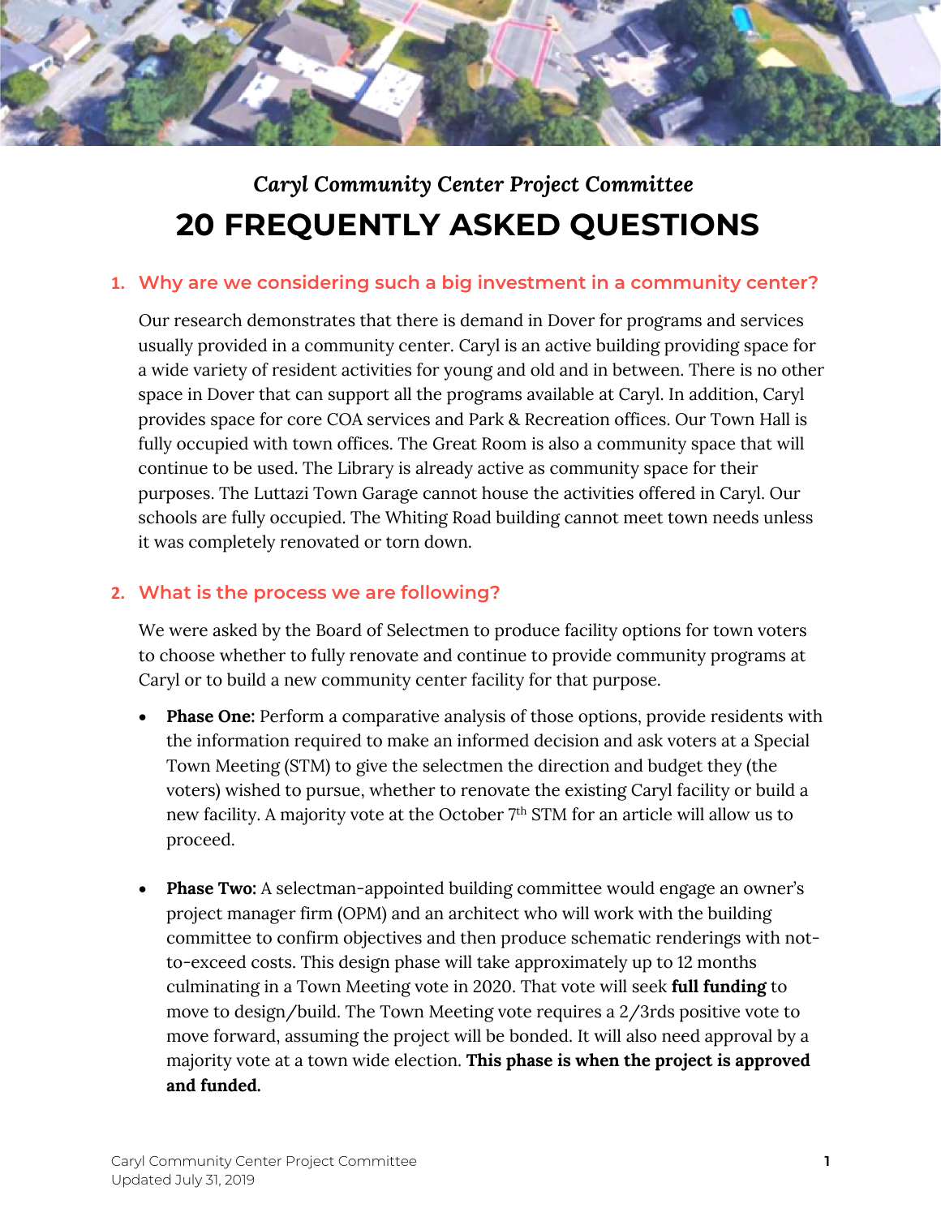*Caryl Community Center Project Committee*

# 20 FREQUENTLY ASKED QUESTIONS

## 1. Why are we considering such a big investment in a community center?

Our research demonstrates that there is demand in Dover for programs and services usually provided in a community center. Caryl is an active building providing space for a wide variety of resident activities for young and old and in between. There is no other space in Dover that can support all the programs available at Caryl. In addition, Caryl provides space for core COA services and Park & Recreation offices. Our Town Hall is fully occupied with town offices. The Great Room is also a community space that will continue to be used. The Library is already active as community space for their purposes. The Luttazi Town Garage cannot house the activities offered in Caryl. Our schools are fully occupied. The Whiting Road building cannot meet town needs unless it was completely renovated or torn down.

## 2. What is the process we are following?

We were asked by the Board of Selectmen to produce facility options for town voters to choose whether to fully renovate and continue to provide community programs at Caryl or to build a new community center facility for that purpose.

- **Phase One:** Perform a comparative analysis of those options, provide residents with the information required to make an informed decision and ask voters at a Special Town Meeting (STM) to give the selectmen the direction and budget they (the voters) wished to pursue, whether to renovate the existing Caryl facility or build a new facility. A majority vote at the October 7th STM for an article will allow us to proceed.

- **Phase Two:** A selectman-appointed building committee would engage an owner's project manager firm (OPM) and an architect who will work with the building committee to confirm objectives and then produce schematic renderings with not-to-exceed costs. This design phase will take approximately up to 12 months culminating in a Town Meeting vote in 2020. That vote will seek **full funding** to move to design/build. The Town Meeting vote requires a 2/3rds positive vote to move forward, assuming the project will be bonded. It will also need approval by a majority vote at a town wide election. **This phase is when the project is approved and funded.**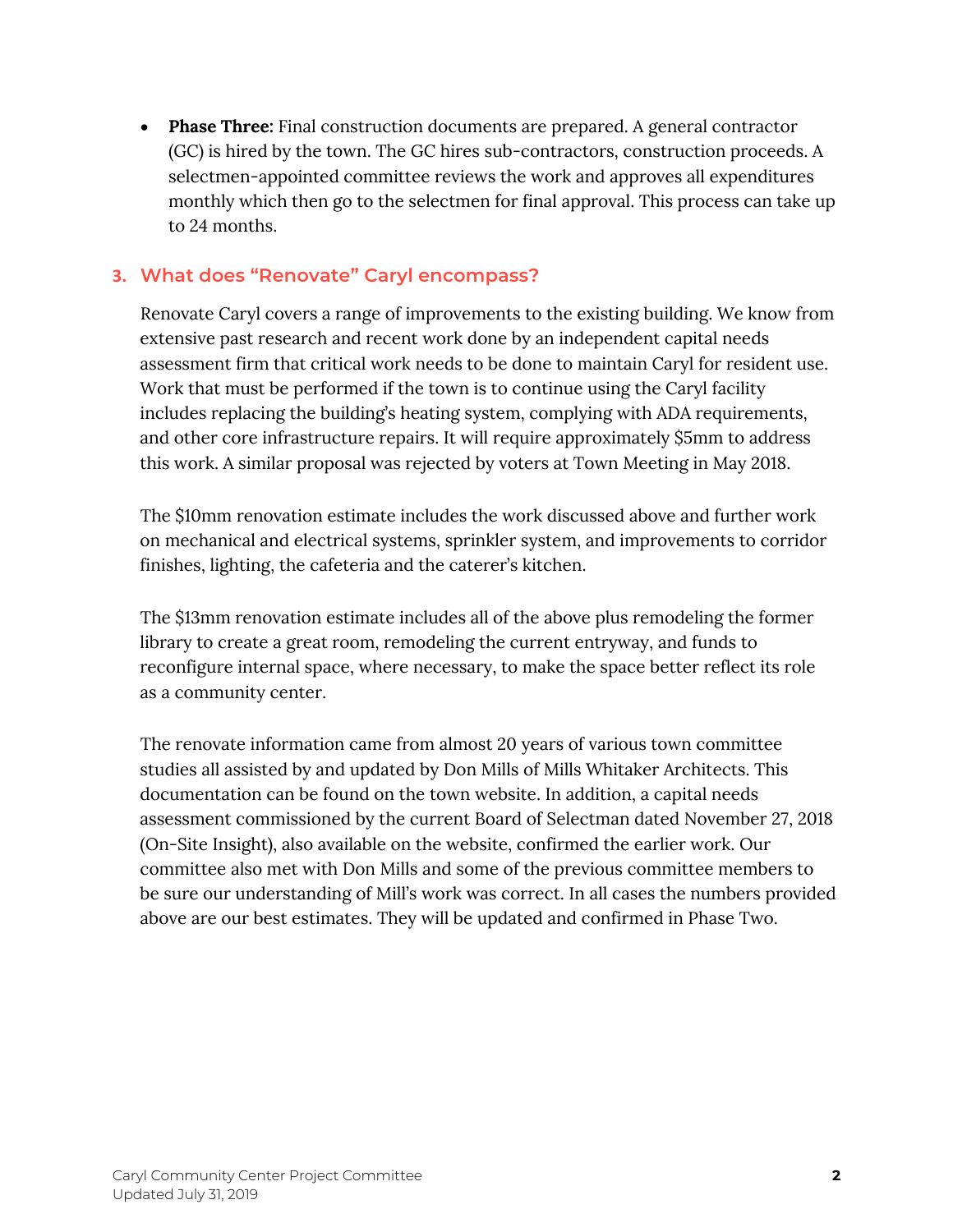- **Phase Three:** Final construction documents are prepared. A general contractor (GC) is hired by the town. The GC hires sub-contractors, construction proceeds. A selectmen-appointed committee reviews the work and approves all expenditures monthly which then go to the selectmen for final approval. This process can take up to 24 months.

## 3. What does "Renovate" Caryl encompass?

Renovate Caryl covers a range of improvements to the existing building. We know from extensive past research and recent work done by an independent capital needs assessment firm that critical work needs to be done to maintain Caryl for resident use. Work that must be performed if the town is to continue using the Caryl facility includes replacing the building's heating system, complying with ADA requirements, and other core infrastructure repairs. It will require approximately $5mm to address this work. A similar proposal was rejected by voters at Town Meeting in May 2018.

The $10mm renovation estimate includes the work discussed above and further work on mechanical and electrical systems, sprinkler system, and improvements to corridor finishes, lighting, the cafeteria and the caterer's kitchen.

The $13mm renovation estimate includes all of the above plus remodeling the former library to create a great room, remodeling the current entryway, and funds to reconfigure internal space, where necessary, to make the space better reflect its role as a community center.

The renovate information came from almost 20 years of various town committee studies all assisted by and updated by Don Mills of Mills Whitaker Architects. This documentation can be found on the town website. In addition, a capital needs assessment commissioned by the current Board of Selectman dated November 27, 2018 (On-Site Insight), also available on the website, confirmed the earlier work. Our committee also met with Don Mills and some of the previous committee members to be sure our understanding of Mill's work was correct. In all cases the numbers provided above are our best estimates. They will be updated and confirmed in Phase Two.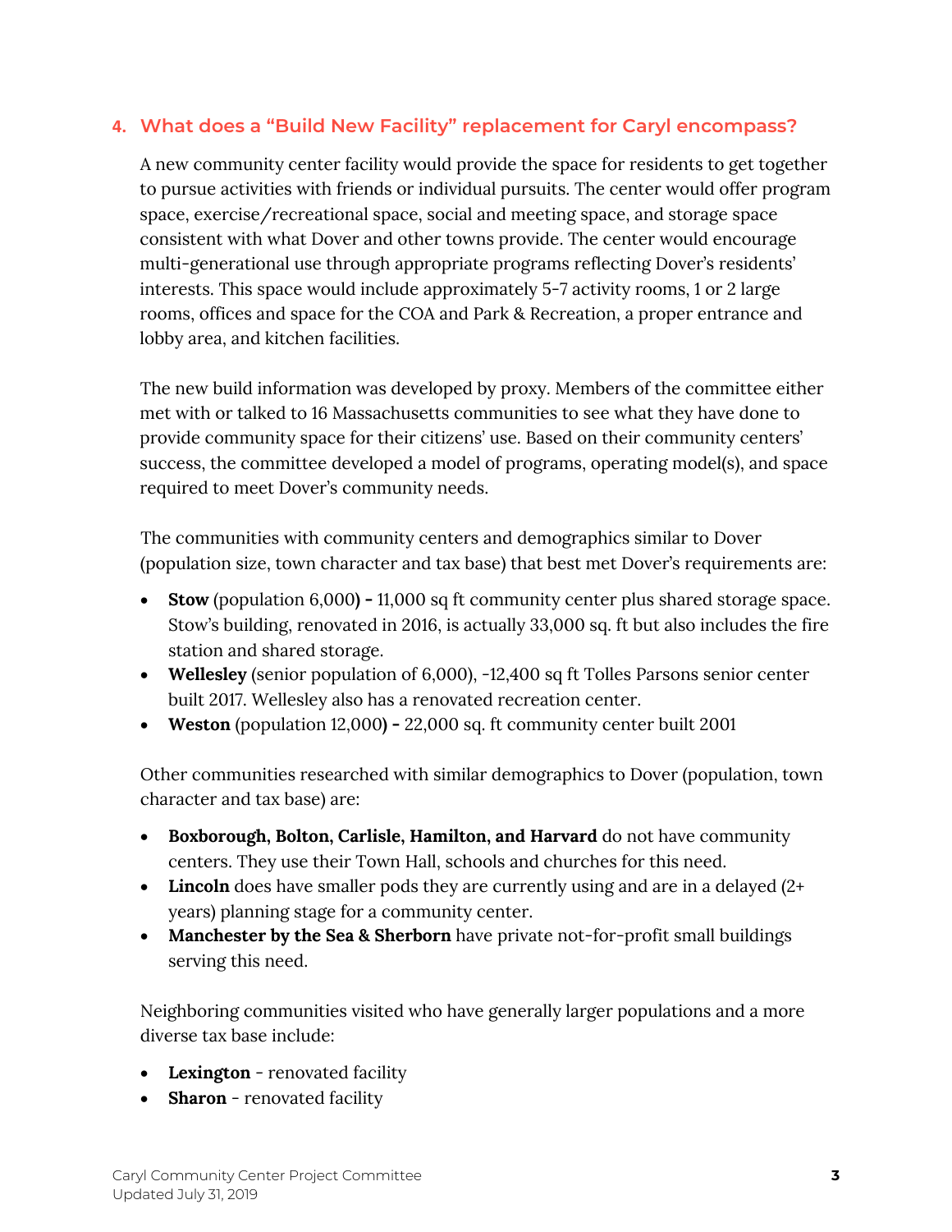## 4. What does a "Build New Facility" replacement for Caryl encompass?

A new community center facility would provide the space for residents to get together to pursue activities with friends or individual pursuits. The center would offer program space, exercise/recreational space, social and meeting space, and storage space consistent with what Dover and other towns provide. The center would encourage multi-generational use through appropriate programs reflecting Dover's residents' interests. This space would include approximately 5-7 activity rooms, 1 or 2 large rooms, offices and space for the COA and Park & Recreation, a proper entrance and lobby area, and kitchen facilities.

The new build information was developed by proxy. Members of the committee either met with or talked to 16 Massachusetts communities to see what they have done to provide community space for their citizens' use. Based on their community centers' success, the committee developed a model of programs, operating model(s), and space required to meet Dover's community needs.

The communities with community centers and demographics similar to Dover (population size, town character and tax base) that best met Dover's requirements are:

- **Stow** (population 6,000**) -** 11,000 sq ft community center plus shared storage space. Stow's building, renovated in 2016, is actually 33,000 sq. ft but also includes the fire station and shared storage.
- **Wellesley** (senior population of 6,000), ~12,400 sq ft Tolles Parsons senior center built 2017. Wellesley also has a renovated recreation center.
- **Weston** (population 12,000**) -** 22,000 sq. ft community center built 2001

Other communities researched with similar demographics to Dover (population, town character and tax base) are:

- **Boxborough, Bolton, Carlisle, Hamilton, and Harvard** do not have community centers. They use their Town Hall, schools and churches for this need.
- **Lincoln** does have smaller pods they are currently using and are in a delayed (2+ years) planning stage for a community center.
- **Manchester by the Sea & Sherborn** have private not-for-profit small buildings serving this need.

Neighboring communities visited who have generally larger populations and a more diverse tax base include:

- **Lexington** - renovated facility
- **Sharon** - renovated facility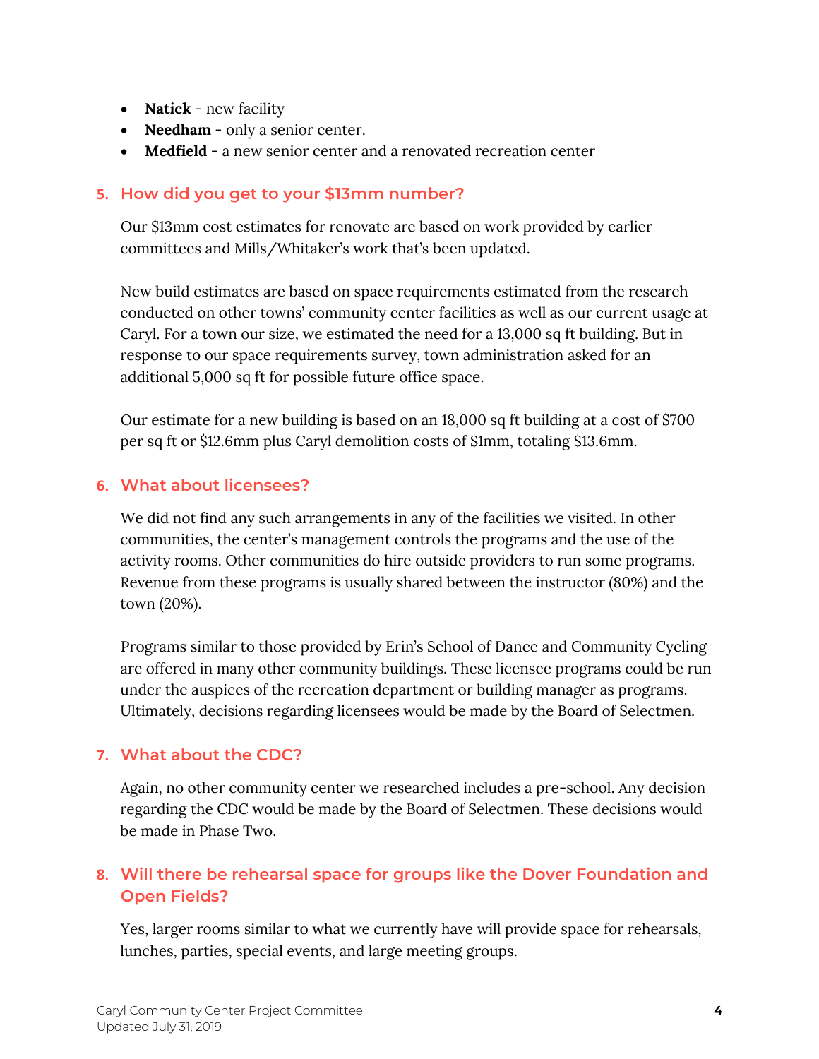- **Natick** - new facility
- **Needham** - only a senior center.
- **Medfield** - a new senior center and a renovated recreation center

### 5. How did you get to your $13mm number?

Our $13mm cost estimates for renovate are based on work provided by earlier committees and Mills/Whitaker's work that's been updated.

New build estimates are based on space requirements estimated from the research conducted on other towns' community center facilities as well as our current usage at Caryl. For a town our size, we estimated the need for a 13,000 sq ft building. But in response to our space requirements survey, town administration asked for an additional 5,000 sq ft for possible future office space.

Our estimate for a new building is based on an 18,000 sq ft building at a cost of $700 per sq ft or $12.6mm plus Caryl demolition costs of $1mm, totaling $13.6mm.

### 6. What about licensees?

We did not find any such arrangements in any of the facilities we visited. In other communities, the center's management controls the programs and the use of the activity rooms. Other communities do hire outside providers to run some programs. Revenue from these programs is usually shared between the instructor (80%) and the town (20%).

Programs similar to those provided by Erin's School of Dance and Community Cycling are offered in many other community buildings. These licensee programs could be run under the auspices of the recreation department or building manager as programs. Ultimately, decisions regarding licensees would be made by the Board of Selectmen.

### 7. What about the CDC?

Again, no other community center we researched includes a pre-school. Any decision regarding the CDC would be made by the Board of Selectmen. These decisions would be made in Phase Two.

### 8. Will there be rehearsal space for groups like the Dover Foundation and Open Fields?

Yes, larger rooms similar to what we currently have will provide space for rehearsals, lunches, parties, special events, and large meeting groups.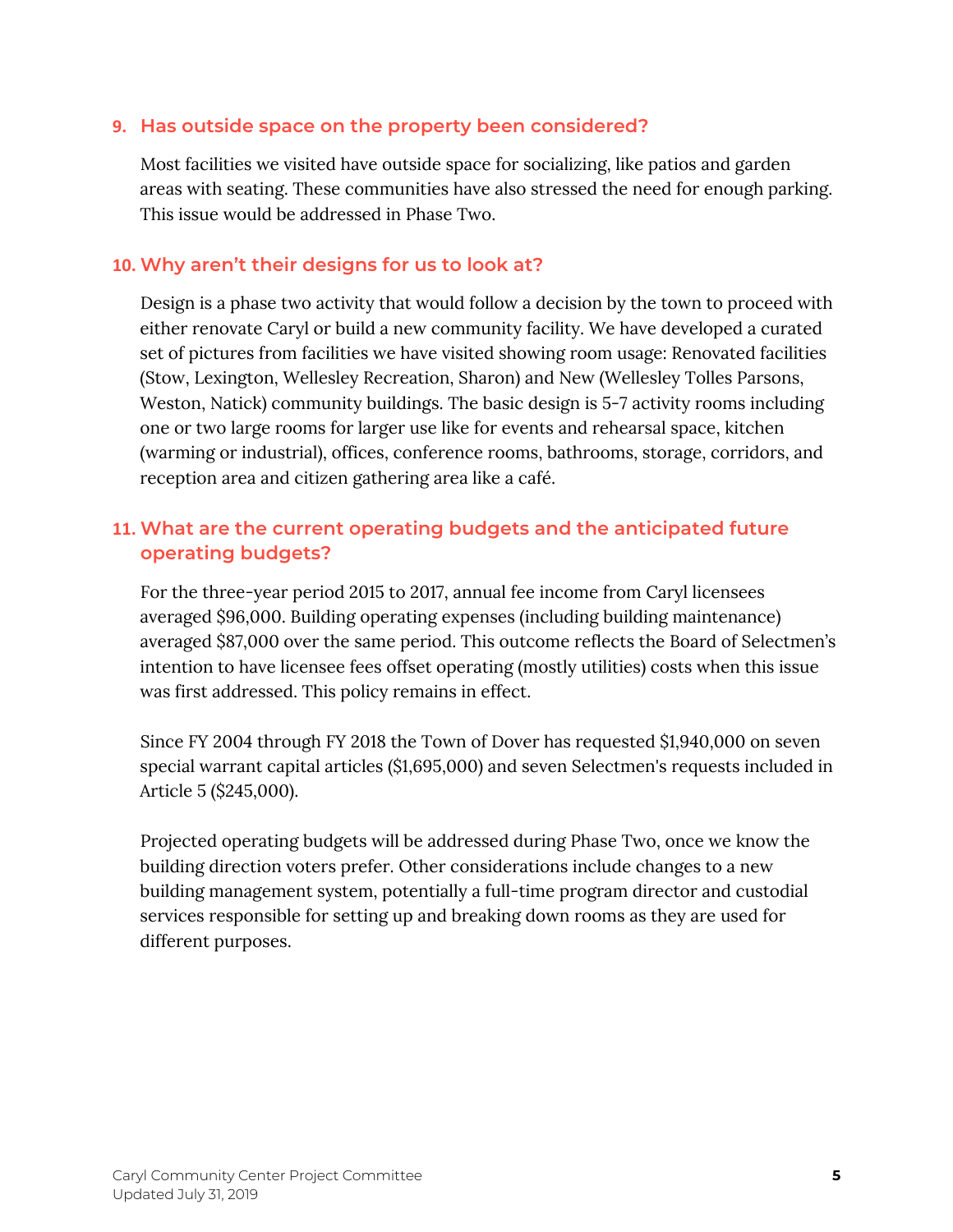### 9. Has outside space on the property been considered?

Most facilities we visited have outside space for socializing, like patios and garden areas with seating. These communities have also stressed the need for enough parking. This issue would be addressed in Phase Two.

### 10. Why aren't their designs for us to look at?

Design is a phase two activity that would follow a decision by the town to proceed with either renovate Caryl or build a new community facility. We have developed a curated set of pictures from facilities we have visited showing room usage: Renovated facilities (Stow, Lexington, Wellesley Recreation, Sharon) and New (Wellesley Tolles Parsons, Weston, Natick) community buildings. The basic design is 5-7 activity rooms including one or two large rooms for larger use like for events and rehearsal space, kitchen (warming or industrial), offices, conference rooms, bathrooms, storage, corridors, and reception area and citizen gathering area like a café.

### 11. What are the current operating budgets and the anticipated future operating budgets?

For the three-year period 2015 to 2017, annual fee income from Caryl licensees averaged $96,000. Building operating expenses (including building maintenance) averaged $87,000 over the same period. This outcome reflects the Board of Selectmen's intention to have licensee fees offset operating (mostly utilities) costs when this issue was first addressed. This policy remains in effect.

Since FY 2004 through FY 2018 the Town of Dover has requested $1,940,000 on seven special warrant capital articles ($1,695,000) and seven Selectmen's requests included in Article 5 ($245,000).

Projected operating budgets will be addressed during Phase Two, once we know the building direction voters prefer. Other considerations include changes to a new building management system, potentially a full-time program director and custodial services responsible for setting up and breaking down rooms as they are used for different purposes.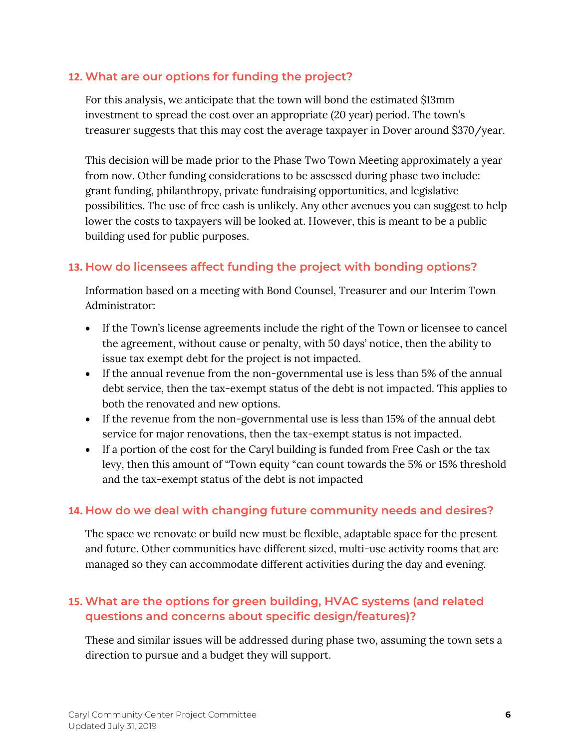## 12. What are our options for funding the project?

For this analysis, we anticipate that the town will bond the estimated $13mm investment to spread the cost over an appropriate (20 year) period. The town's treasurer suggests that this may cost the average taxpayer in Dover around $370/year.

This decision will be made prior to the Phase Two Town Meeting approximately a year from now. Other funding considerations to be assessed during phase two include: grant funding, philanthropy, private fundraising opportunities, and legislative possibilities. The use of free cash is unlikely. Any other avenues you can suggest to help lower the costs to taxpayers will be looked at. However, this is meant to be a public building used for public purposes.

## 13. How do licensees affect funding the project with bonding options?

Information based on a meeting with Bond Counsel, Treasurer and our Interim Town Administrator:

- If the Town's license agreements include the right of the Town or licensee to cancel the agreement, without cause or penalty, with 50 days' notice, then the ability to issue tax exempt debt for the project is not impacted.
- If the annual revenue from the non-governmental use is less than 5% of the annual debt service, then the tax-exempt status of the debt is not impacted. This applies to both the renovated and new options.
- If the revenue from the non-governmental use is less than 15% of the annual debt service for major renovations, then the tax-exempt status is not impacted.
- If a portion of the cost for the Caryl building is funded from Free Cash or the tax levy, then this amount of "Town equity "can count towards the 5% or 15% threshold and the tax-exempt status of the debt is not impacted

## 14. How do we deal with changing future community needs and desires?

The space we renovate or build new must be flexible, adaptable space for the present and future. Other communities have different sized, multi-use activity rooms that are managed so they can accommodate different activities during the day and evening.

## 15. What are the options for green building, HVAC systems (and related questions and concerns about specific design/features)?

These and similar issues will be addressed during phase two, assuming the town sets a direction to pursue and a budget they will support.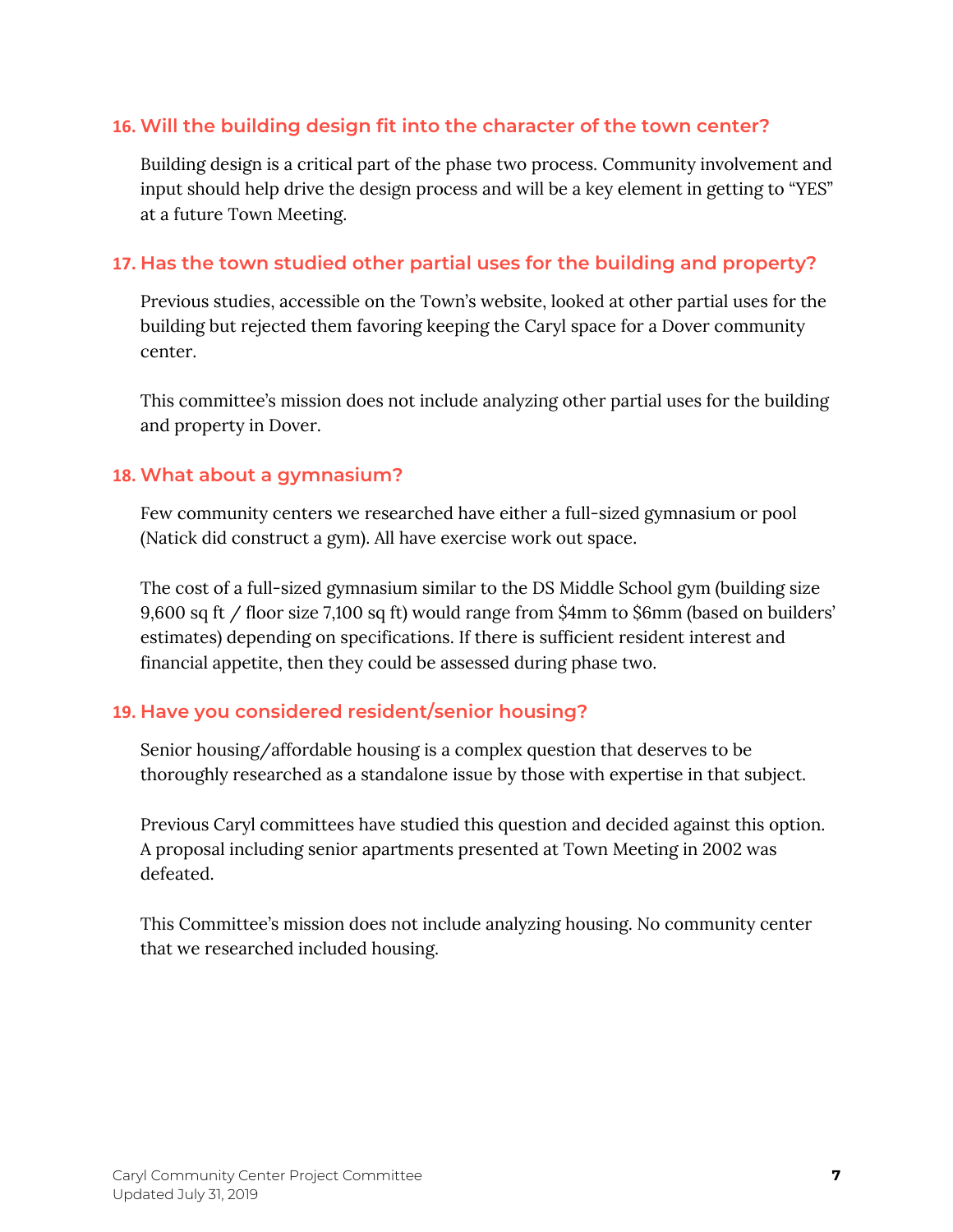### 16. Will the building design fit into the character of the town center?

Building design is a critical part of the phase two process. Community involvement and input should help drive the design process and will be a key element in getting to "YES" at a future Town Meeting.

### 17. Has the town studied other partial uses for the building and property?

Previous studies, accessible on the Town's website, looked at other partial uses for the building but rejected them favoring keeping the Caryl space for a Dover community center.

This committee's mission does not include analyzing other partial uses for the building and property in Dover.

### 18. What about a gymnasium?

Few community centers we researched have either a full-sized gymnasium or pool (Natick did construct a gym). All have exercise work out space.

The cost of a full-sized gymnasium similar to the DS Middle School gym (building size 9,600 sq ft / floor size 7,100 sq ft) would range from $4mm to $6mm (based on builders' estimates) depending on specifications. If there is sufficient resident interest and financial appetite, then they could be assessed during phase two.

### 19. Have you considered resident/senior housing?

Senior housing/affordable housing is a complex question that deserves to be thoroughly researched as a standalone issue by those with expertise in that subject.

Previous Caryl committees have studied this question and decided against this option. A proposal including senior apartments presented at Town Meeting in 2002 was defeated.

This Committee's mission does not include analyzing housing. No community center that we researched included housing.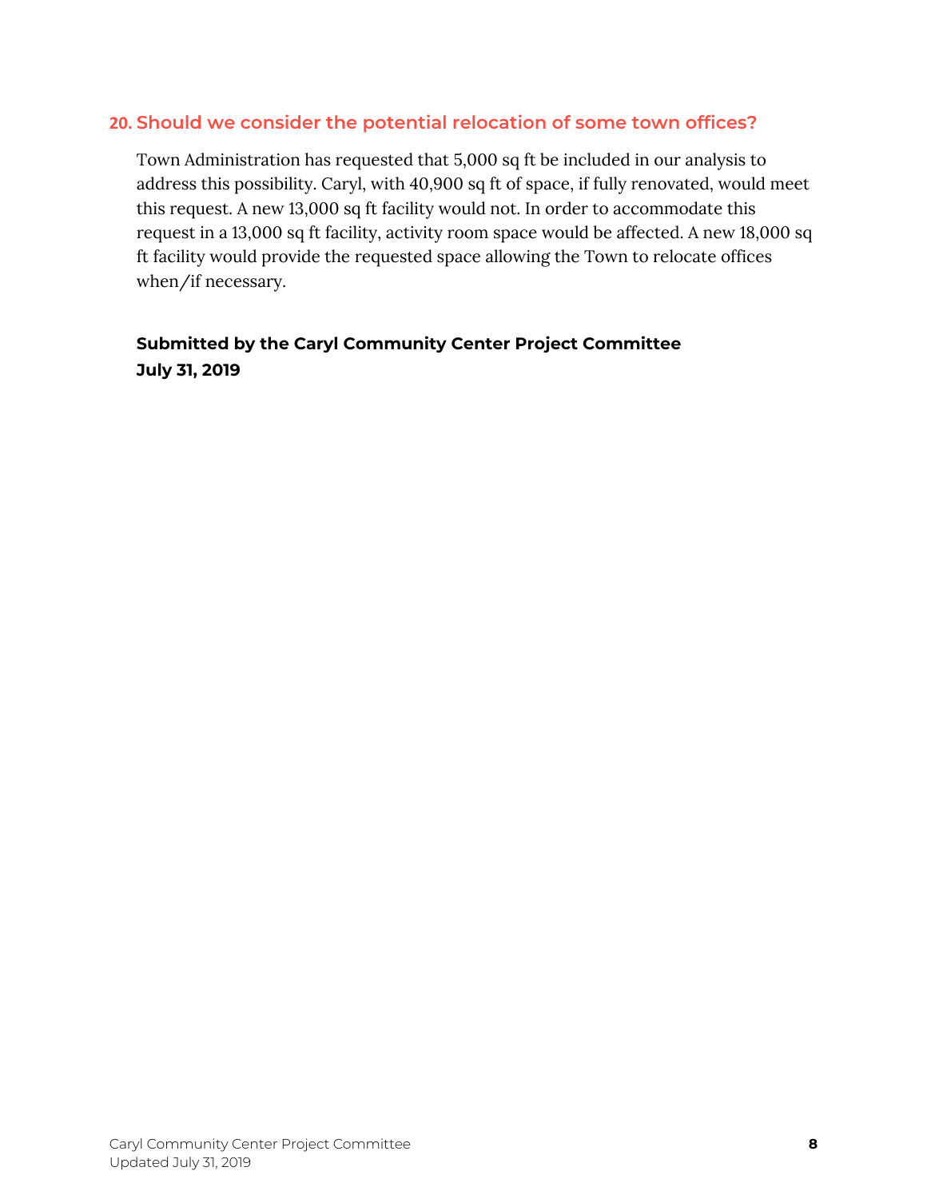### 20. Should we consider the potential relocation of some town offices?

Town Administration has requested that 5,000 sq ft be included in our analysis to address this possibility. Caryl, with 40,900 sq ft of space, if fully renovated, would meet this request. A new 13,000 sq ft facility would not. In order to accommodate this request in a 13,000 sq ft facility, activity room space would be affected. A new 18,000 sq ft facility would provide the requested space allowing the Town to relocate offices when/if necessary.

**Submitted by the Caryl Community Center Project Committee**
**July 31, 2019**